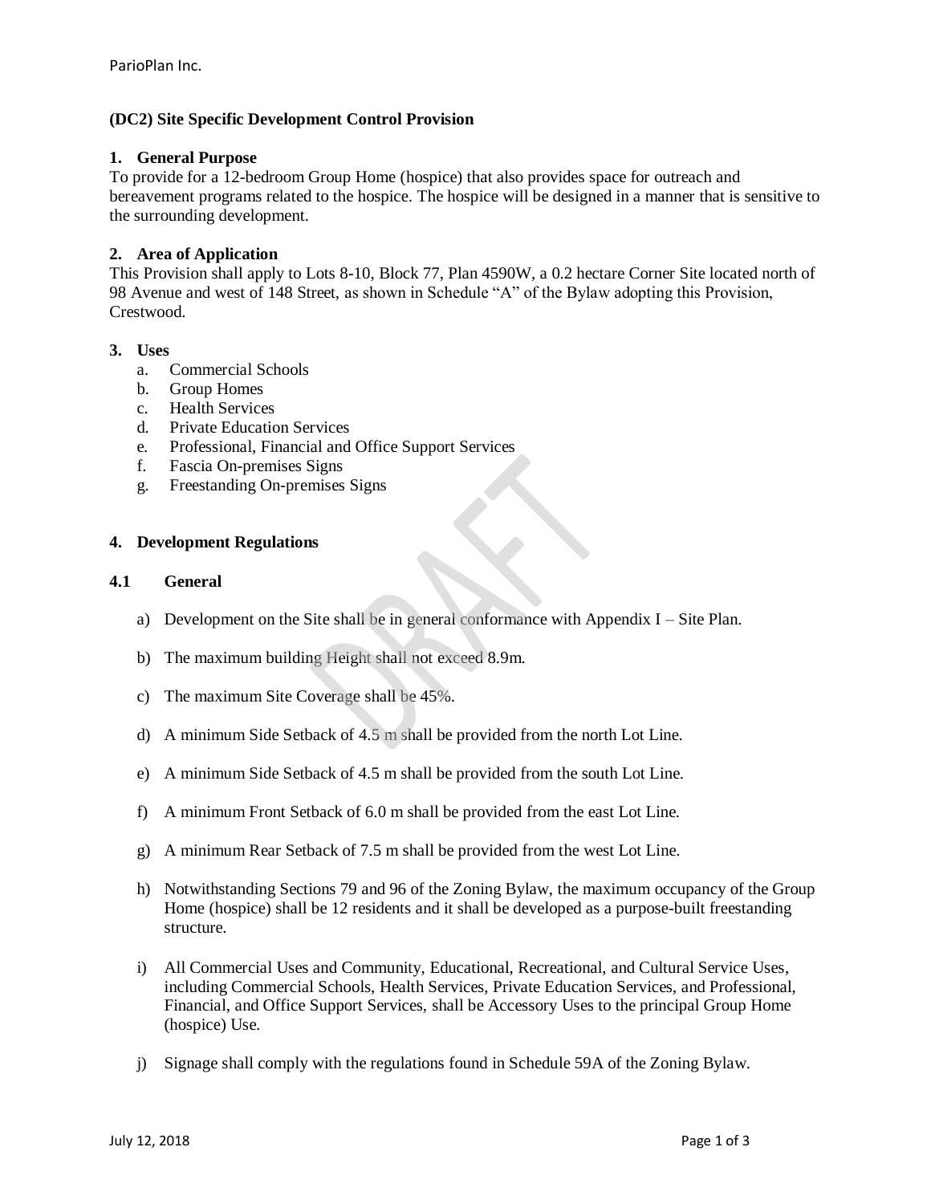**(DC2) Site Specific Development Control Provision**

## 1. General Purpose

To provide for a 12-bedroom Group Home (hospice) that also provides space for outreach and bereavement programs related to the hospice. The hospice will be designed in a manner that is sensitive to the surrounding development.

## 2. Area of Application

This Provision shall apply to Lots 8-10, Block 77, Plan 4590W, a 0.2 hectare Corner Site located north of 98 Avenue and west of 148 Street, as shown in Schedule "A" of the Bylaw adopting this Provision, Crestwood.

## 3. Uses

a. Commercial Schools
b. Group Homes
c. Health Services
d. Private Education Services
e. Professional, Financial and Office Support Services
f. Fascia On-premises Signs
g. Freestanding On-premises Signs

## 4. Development Regulations

### 4.1 General

a) Development on the Site shall be in general conformance with Appendix I – Site Plan.

b) The maximum building Height shall not exceed 8.9m.

c) The maximum Site Coverage shall be 45%.

d) A minimum Side Setback of 4.5 m shall be provided from the north Lot Line.

e) A minimum Side Setback of 4.5 m shall be provided from the south Lot Line.

f) A minimum Front Setback of 6.0 m shall be provided from the east Lot Line.

g) A minimum Rear Setback of 7.5 m shall be provided from the west Lot Line.

h) Notwithstanding Sections 79 and 96 of the Zoning Bylaw, the maximum occupancy of the Group Home (hospice) shall be 12 residents and it shall be developed as a purpose-built freestanding structure.

i) All Commercial Uses and Community, Educational, Recreational, and Cultural Service Uses, including Commercial Schools, Health Services, Private Education Services, and Professional, Financial, and Office Support Services, shall be Accessory Uses to the principal Group Home (hospice) Use.

j) Signage shall comply with the regulations found in Schedule 59A of the Zoning Bylaw.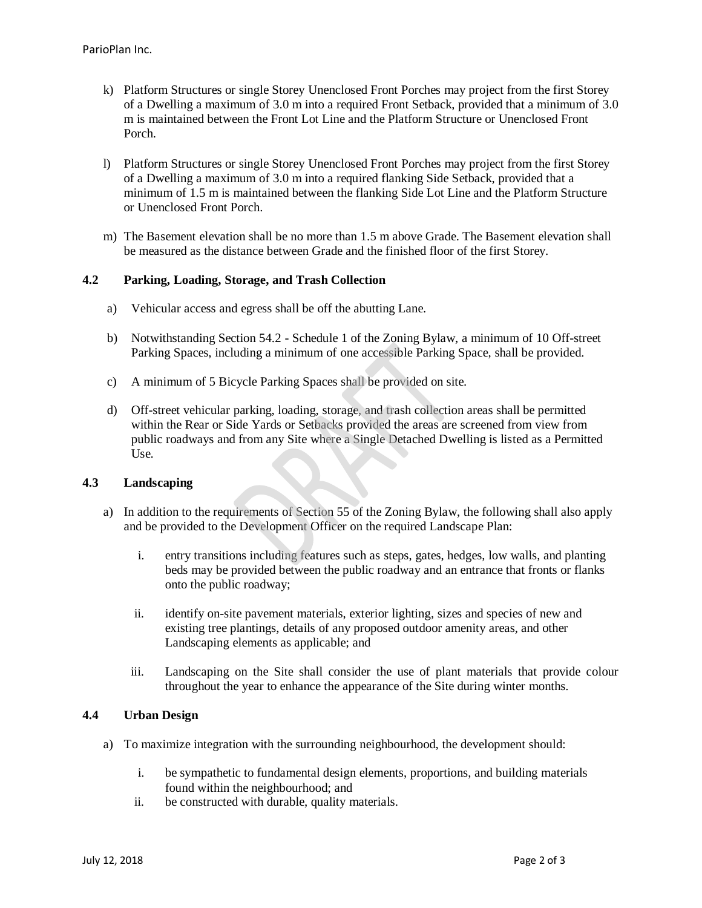k) Platform Structures or single Storey Unenclosed Front Porches may project from the first Storey of a Dwelling a maximum of 3.0 m into a required Front Setback, provided that a minimum of 3.0 m is maintained between the Front Lot Line and the Platform Structure or Unenclosed Front Porch.

l) Platform Structures or single Storey Unenclosed Front Porches may project from the first Storey of a Dwelling a maximum of 3.0 m into a required flanking Side Setback, provided that a minimum of 1.5 m is maintained between the flanking Side Lot Line and the Platform Structure or Unenclosed Front Porch.

m) The Basement elevation shall be no more than 1.5 m above Grade. The Basement elevation shall be measured as the distance between Grade and the finished floor of the first Storey.

### 4.2 Parking, Loading, Storage, and Trash Collection

a) Vehicular access and egress shall be off the abutting Lane.

b) Notwithstanding Section 54.2 - Schedule 1 of the Zoning Bylaw, a minimum of 10 Off-street Parking Spaces, including a minimum of one accessible Parking Space, shall be provided.

c) A minimum of 5 Bicycle Parking Spaces shall be provided on site.

d) Off-street vehicular parking, loading, storage, and trash collection areas shall be permitted within the Rear or Side Yards or Setbacks provided the areas are screened from view from public roadways and from any Site where a Single Detached Dwelling is listed as a Permitted Use.

### 4.3 Landscaping

a) In addition to the requirements of Section 55 of the Zoning Bylaw, the following shall also apply and be provided to the Development Officer on the required Landscape Plan:

  i. entry transitions including features such as steps, gates, hedges, low walls, and planting beds may be provided between the public roadway and an entrance that fronts or flanks onto the public roadway;

  ii. identify on-site pavement materials, exterior lighting, sizes and species of new and existing tree plantings, details of any proposed outdoor amenity areas, and other Landscaping elements as applicable; and

  iii. Landscaping on the Site shall consider the use of plant materials that provide colour throughout the year to enhance the appearance of the Site during winter months.

### 4.4 Urban Design

a) To maximize integration with the surrounding neighbourhood, the development should:

  i. be sympathetic to fundamental design elements, proportions, and building materials found within the neighbourhood; and
  ii. be constructed with durable, quality materials.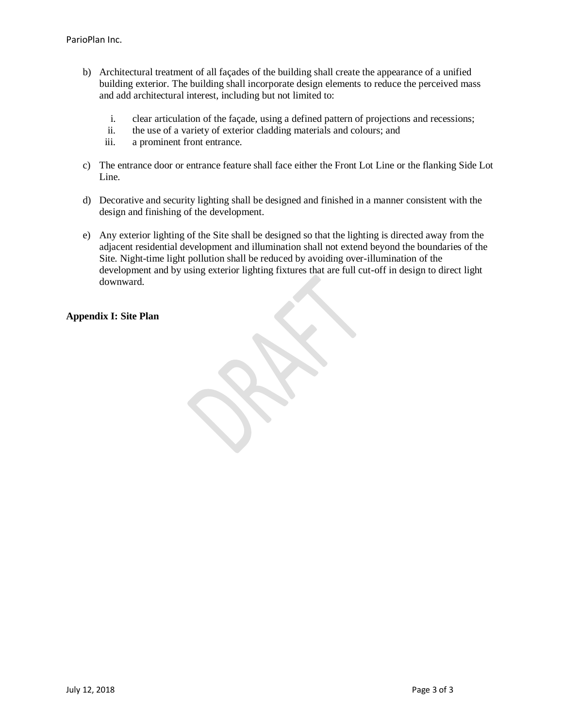b) Architectural treatment of all façades of the building shall create the appearance of a unified building exterior. The building shall incorporate design elements to reduce the perceived mass and add architectural interest, including but not limited to:

   i. clear articulation of the façade, using a defined pattern of projections and recessions;
   ii. the use of a variety of exterior cladding materials and colours; and
   iii. a prominent front entrance.

c) The entrance door or entrance feature shall face either the Front Lot Line or the flanking Side Lot Line.

d) Decorative and security lighting shall be designed and finished in a manner consistent with the design and finishing of the development.

e) Any exterior lighting of the Site shall be designed so that the lighting is directed away from the adjacent residential development and illumination shall not extend beyond the boundaries of the Site. Night-time light pollution shall be reduced by avoiding over-illumination of the development and by using exterior lighting fixtures that are full cut-off in design to direct light downward.

**Appendix I: Site Plan**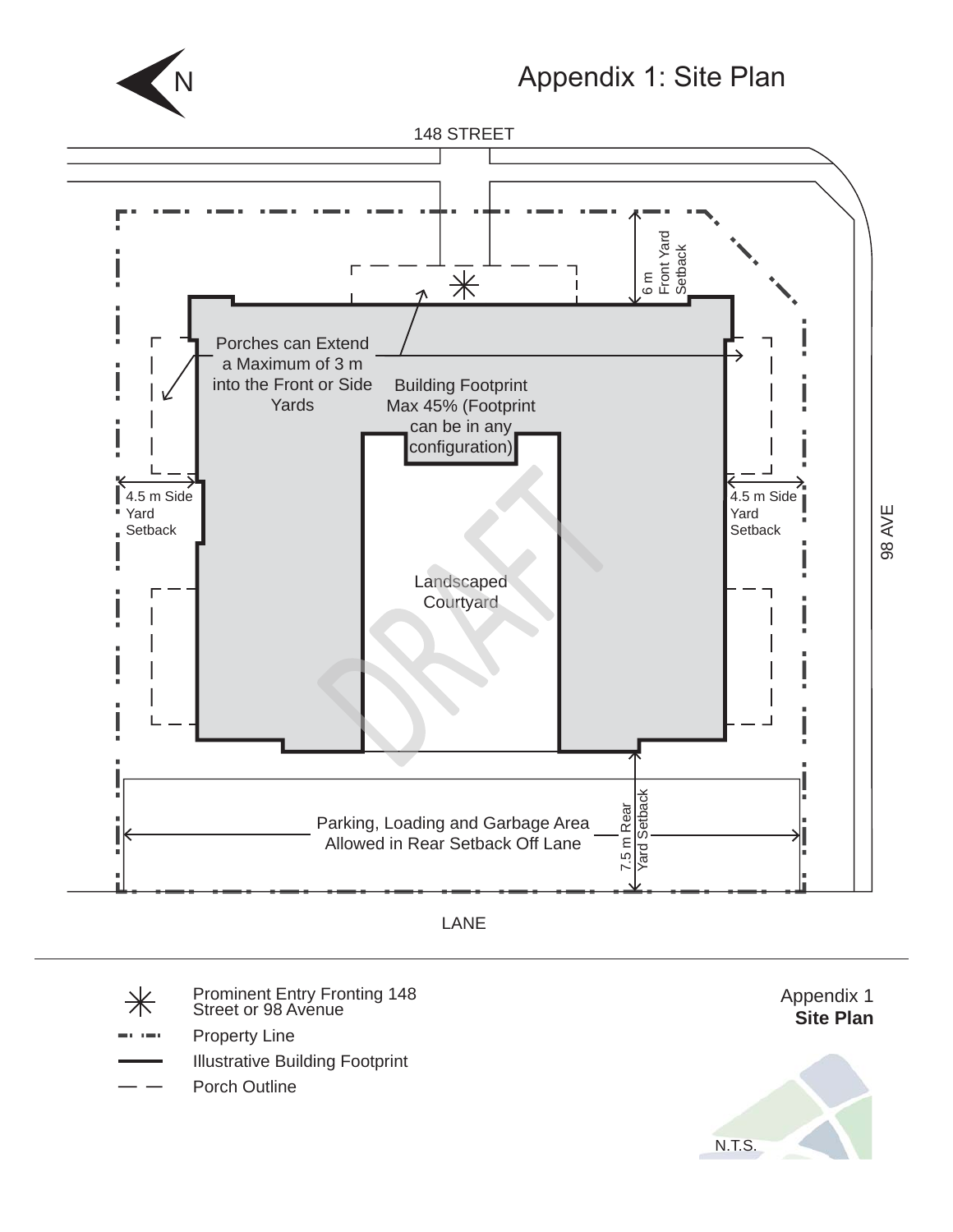# Appendix 1: Site Plan

N

148 STREET

6 m Front Yard Setback

Porches can Extend a Maximum of 3 m into the Front or Side Yards

Building Footprint Max 45% (Footprint can be in any configuration)

4.5 m Side Yard Setback

4.5 m Side Yard Setback

98 AVE

Landscaped Courtyard

DRAFT

Parking, Loading and Garbage Area Allowed in Rear Setback Off Lane

7.5 m Rear Yard Setback

LANE

- Prominent Entry Fronting 148 Street or 98 Avenue
- Property Line
- Illustrative Building Footprint
- Porch Outline

Appendix 1
**Site Plan**

N.T.S.